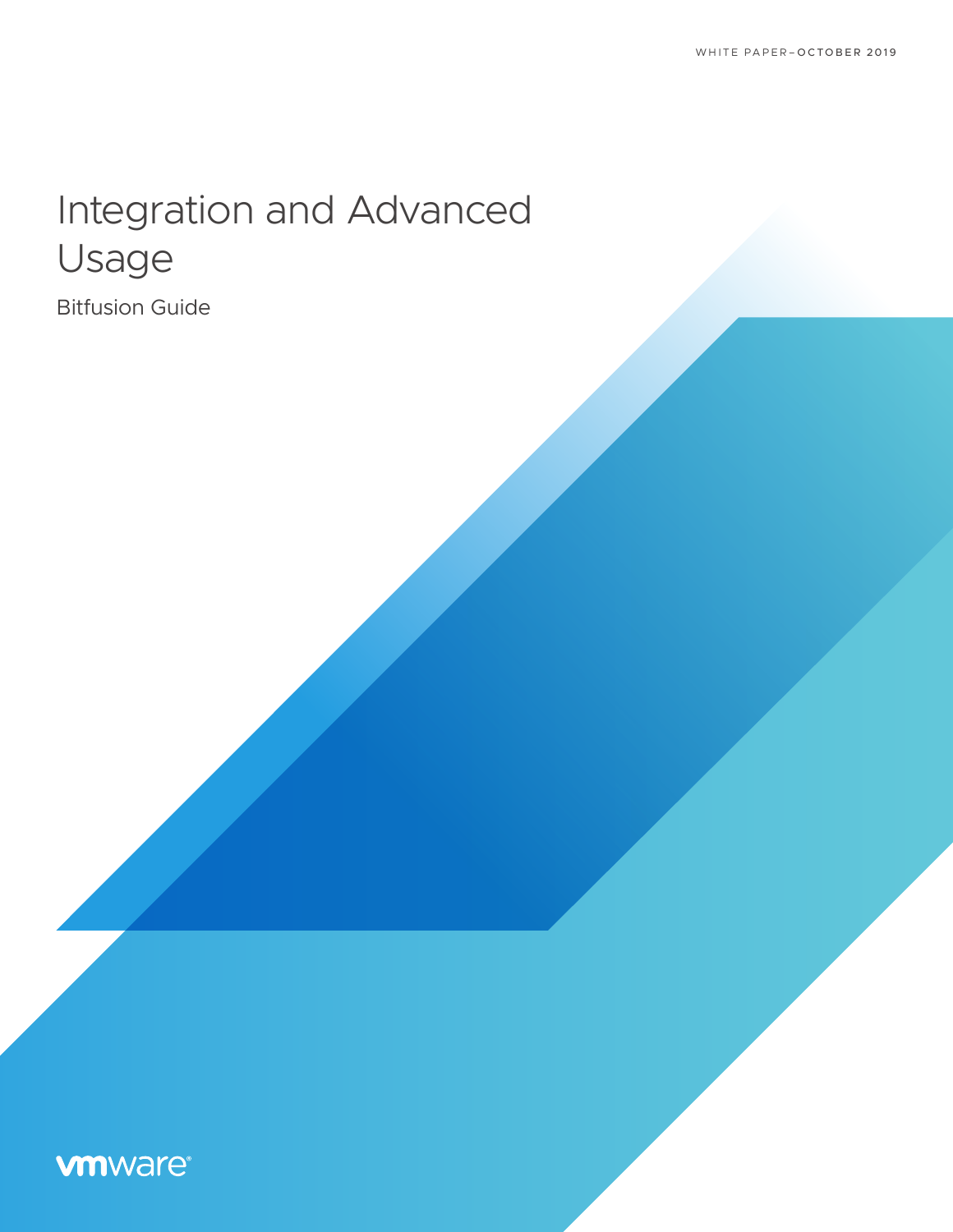WHITE PAPER–OCTOBER 2019

# Integration and Advanced Usage

Bitfusion Guide

vmware®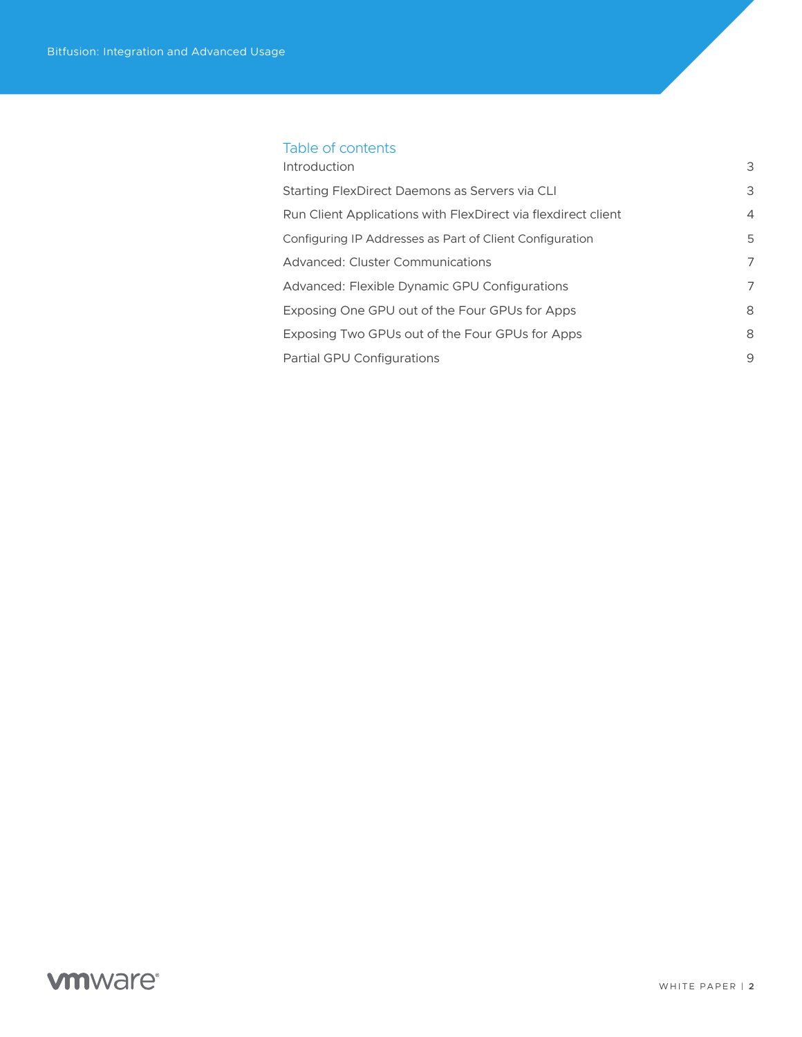## Table of contents

| | |
|---|---|
| Introduction | 3 |
| Starting FlexDirect Daemons as Servers via CLI | 3 |
| Run Client Applications with FlexDirect via flexdirect client | 4 |
| Configuring IP Addresses as Part of Client Configuration | 5 |
| Advanced: Cluster Communications | 7 |
| Advanced: Flexible Dynamic GPU Configurations | 7 |
| Exposing One GPU out of the Four GPUs for Apps | 8 |
| Exposing Two GPUs out of the Four GPUs for Apps | 8 |
| Partial GPU Configurations | 9 |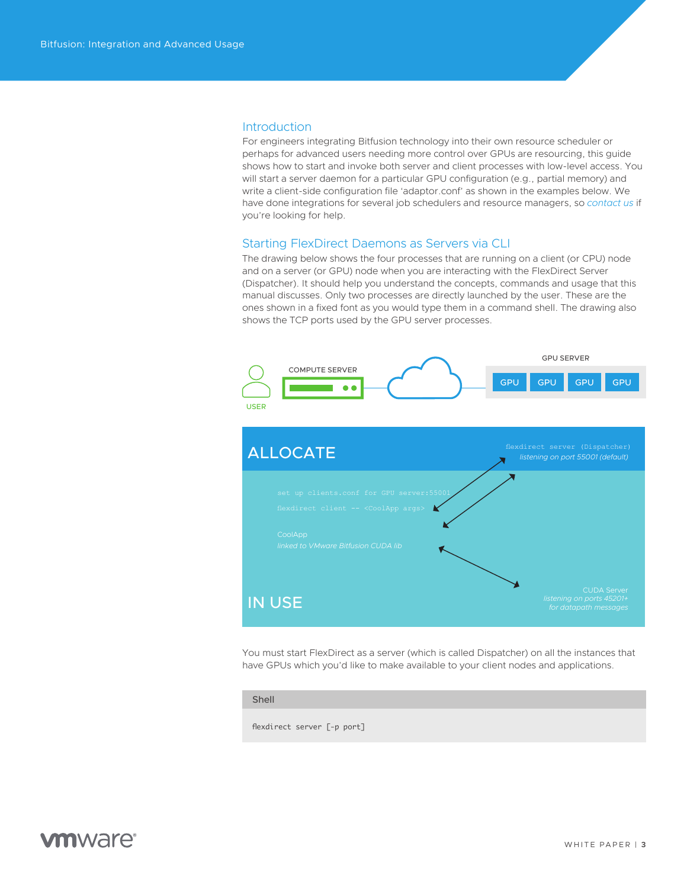## Introduction

For engineers integrating Bitfusion technology into their own resource scheduler or perhaps for advanced users needing more control over GPUs are resourcing, this guide shows how to start and invoke both server and client processes with low-level access. You will start a server daemon for a particular GPU configuration (e.g., partial memory) and write a client-side configuration file 'adaptor.conf' as shown in the examples below. We have done integrations for several job schedulers and resource managers, so *contact us* if you're looking for help.

## Starting FlexDirect Daemons as Servers via CLI

The drawing below shows the four processes that are running on a client (or CPU) node and on a server (or GPU) node when you are interacting with the FlexDirect Server (Dispatcher). It should help you understand the concepts, commands and usage that this manual discusses. Only two processes are directly launched by the user. These are the ones shown in a fixed font as you would type them in a command shell. The drawing also shows the TCP ports used by the GPU server processes.

USER

COMPUTE SERVER

GPU SERVER

GPU GPU GPU GPU

ALLOCATE

`flexdirect server (Dispatcher)`
*listening on port 55001 (default)*

`set up clients.conf for GPU server:55001`

`flexdirect client -- <CoolApp args>`

CoolApp
*linked to VMware Bitfusion CUDA lib*

IN USE

CUDA Server
*listening on ports 45201+*
*for datapath messages*

You must start FlexDirect as a server (which is called Dispatcher) on all the instances that have GPUs which you'd like to make available to your client nodes and applications.

Shell

```
flexdirect server [-p port]
```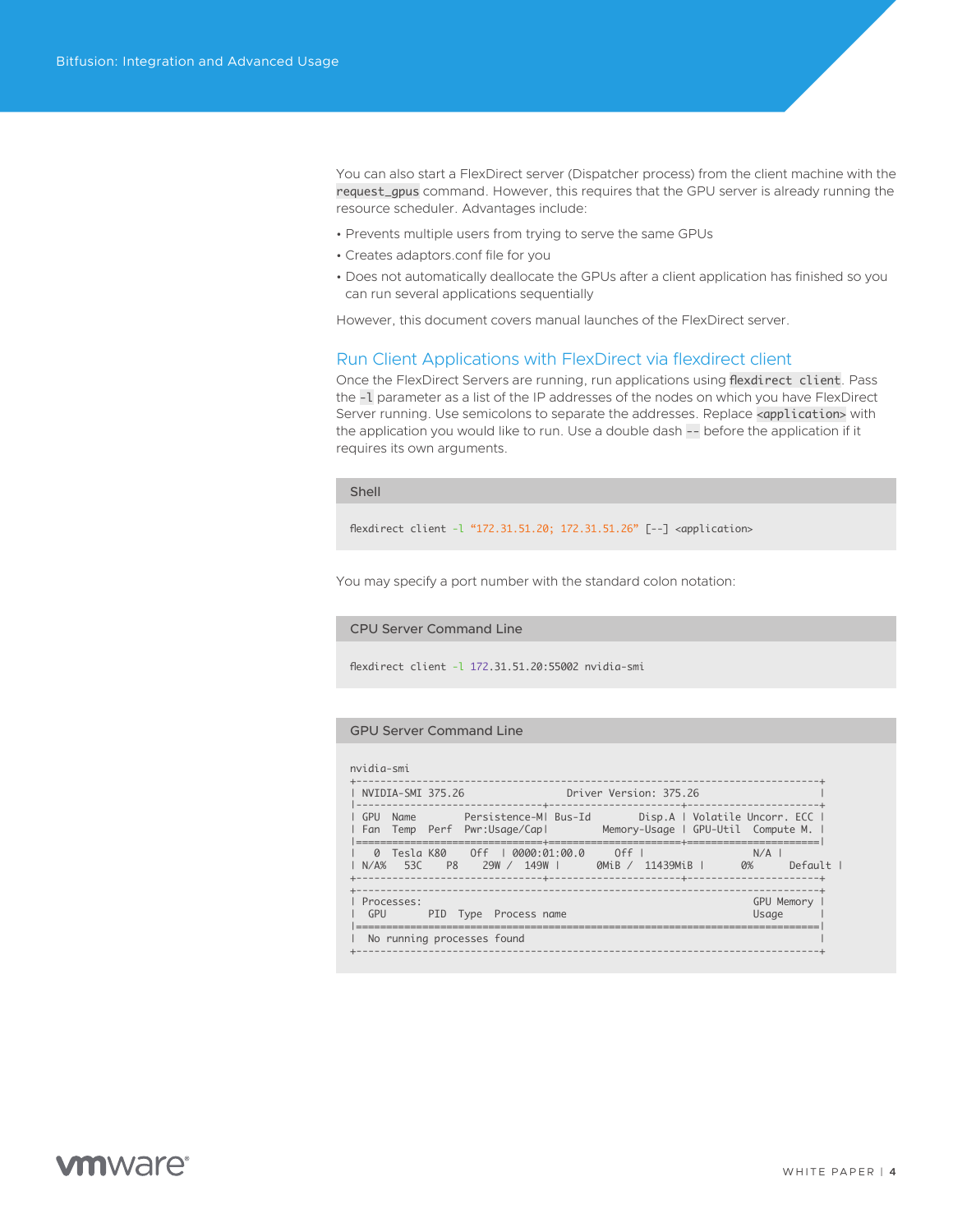You can also start a FlexDirect server (Dispatcher process) from the client machine with the `request_gpus` command. However, this requires that the GPU server is already running the resource scheduler. Advantages include:

- Prevents multiple users from trying to serve the same GPUs
- Creates adaptors.conf file for you
- Does not automatically deallocate the GPUs after a client application has finished so you can run several applications sequentially

However, this document covers manual launches of the FlexDirect server.

## Run Client Applications with FlexDirect via flexdirect client

Once the FlexDirect Servers are running, run applications using `flexdirect client`. Pass the `-l` parameter as a list of the IP addresses of the nodes on which you have FlexDirect Server running. Use semicolons to separate the addresses. Replace `<application>` with the application you would like to run. Use a double dash `--` before the application if it requires its own arguments.

**Shell**

```
flexdirect client -l “172.31.51.20; 172.31.51.26” [--] <application>
```

You may specify a port number with the standard colon notation:

**CPU Server Command Line**

```
flexdirect client -l 172.31.51.20:55002 nvidia-smi
```

**GPU Server Command Line**

```
nvidia-smi
+-----------------------------------------------------------------------------+
| NVIDIA-SMI 375.26                 Driver Version: 375.26                    |
|-------------------------------+----------------------+----------------------+
| GPU  Name        Persistence-M| Bus-Id        Disp.A | Volatile Uncorr. ECC |
| Fan  Temp  Perf  Pwr:Usage/Cap|         Memory-Usage | GPU-Util  Compute M. |
|===============================+======================+======================|
|   0  Tesla K80    Off  | 0000:01:00.0     Off |                  N/A |
| N/A%   53C    P8    29W /  149W |      0MiB /  11439MiB |      0%      Default |
+-------------------------------+----------------------+----------------------+
+-----------------------------------------------------------------------------+
| Processes:                                                       GPU Memory |
|  GPU       PID  Type  Process name                               Usage      |
|=============================================================================|
|  No running processes found                                                 |
+-----------------------------------------------------------------------------+
```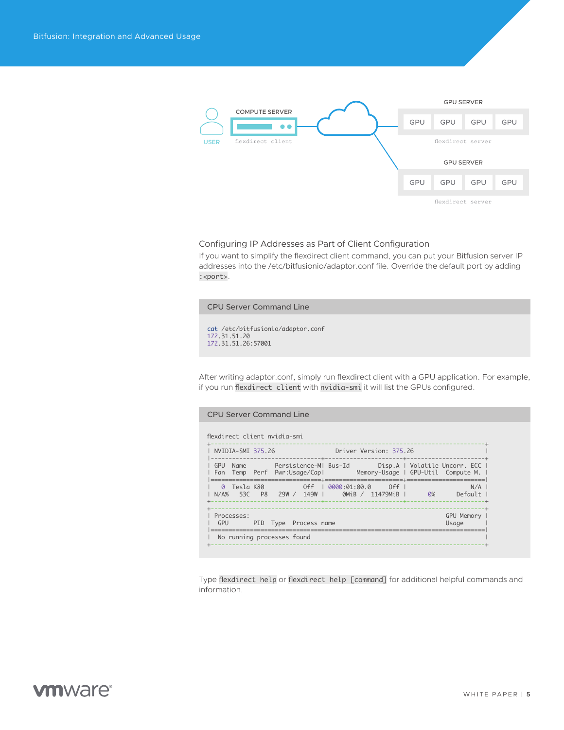COMPUTE SERVER

USER

flexdirect client

GPU SERVER

GPU GPU GPU GPU

flexdirect server

GPU SERVER

GPU GPU GPU GPU

flexdirect server

### Configuring IP Addresses as Part of Client Configuration

If you want to simplify the flexdirect client command, you can put your Bitfusion server IP addresses into the /etc/bitfusionio/adaptor.conf file. Override the default port by adding `:<port>`.

**CPU Server Command Line**

```
cat /etc/bitfusionio/adaptor.conf
172.31.51.20
172.31.51.26:57001
```

After writing adaptor.conf, simply run flexdirect client with a GPU application. For example, if you run `flexdirect client` with `nvidia-smi` it will list the GPUs configured.

**CPU Server Command Line**

```
flexdirect client nvidia-smi
+-----------------------------------------------------------------------------+
| NVIDIA-SMI 375.26                 Driver Version: 375.26                    |
|-------------------------------+----------------------+----------------------+
| GPU  Name        Persistence-M| Bus-Id        Disp.A | Volatile Uncorr. ECC |
| Fan  Temp  Perf  Pwr:Usage/Cap|         Memory-Usage | GPU-Util  Compute M. |
|===============================+======================+======================|
|   0  Tesla K80           Off  | 0000:01:00.0     Off |                  N/A |
| N/A%   53C    P8    29W /  149W |      0MiB /  11479MiB |      0%      Default |
+-------------------------------+----------------------+----------------------+
+-----------------------------------------------------------------------------+
| Processes:                                                       GPU Memory |
|  GPU       PID  Type  Process name                               Usage      |
|=============================================================================|
|  No running processes found                                                 |
+-----------------------------------------------------------------------------+
```

Type `flexdirect help` or `flexdirect help [command]` for additional helpful commands and information.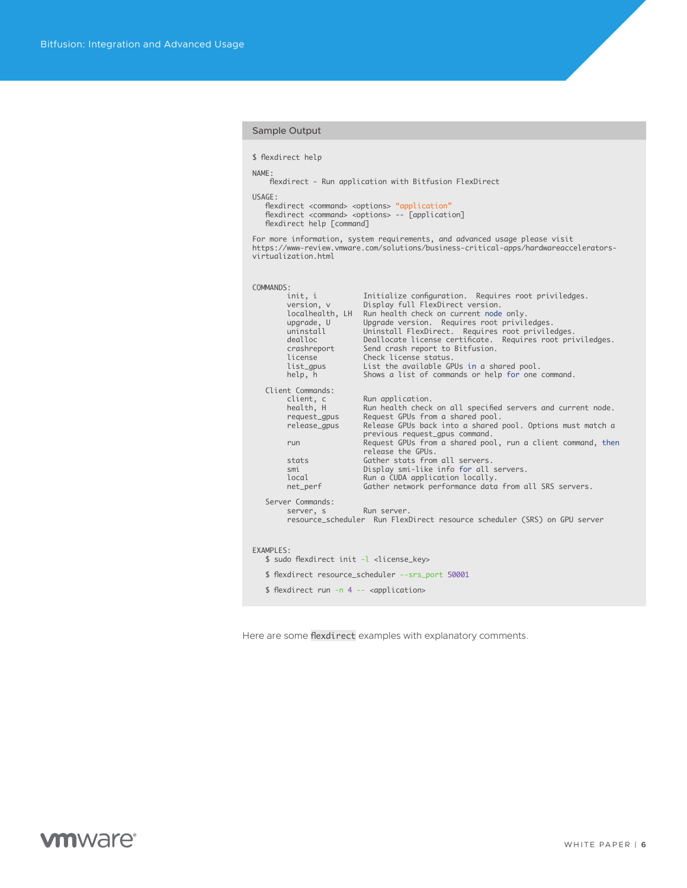**Sample Output**

```
$ flexdirect help

NAME:
    flexdirect - Run application with Bitfusion FlexDirect

USAGE:
   flexdirect <command> <options> "application"
   flexdirect <command> <options> -- [application]
   flexdirect help [command]

For more information, system requirements, and advanced usage please visit
https://www-review.vmware.com/solutions/business-critical-apps/hardwareaccelerators-
virtualization.html


COMMANDS:
        init, i            Initialize configuration.  Requires root priviledges.
        version, v         Display full FlexDirect version.
        localhealth, LH    Run health check on current node only.
        upgrade, U         Upgrade version.  Requires root priviledges.
        uninstall          Uninstall FlexDirect.  Requires root priviledges.
        dealloc            Deallocate license certificate.  Requires root priviledges.
        crashreport        Send crash report to Bitfusion.
        license            Check license status.
        list_gpus          List the available GPUs in a shared pool.
        help, h            Shows a list of commands or help for one command.

   Client Commands:
        client, c          Run application.
        health, H          Run health check on all specified servers and current node.
        request_gpus       Request GPUs from a shared pool.
        release_gpus       Release GPUs back into a shared pool. Options must match a
                           previous request_gpus command.
        run                Request GPUs from a shared pool, run a client command, then
                           release the GPUs.
        stats              Gather stats from all servers.
        smi                Display smi-like info for all servers.
        local              Run a CUDA application locally.
        net_perf           Gather network performance data from all SRS servers.

   Server Commands:
        server, s          Run server.
        resource_scheduler  Run FlexDirect resource scheduler (SRS) on GPU server


EXAMPLES:
   $ sudo flexdirect init -l <license_key>

   $ flexdirect resource_scheduler --srs_port 50001

   $ flexdirect run -n 4 -- <application>
```

Here are some `flexdirect` examples with explanatory comments.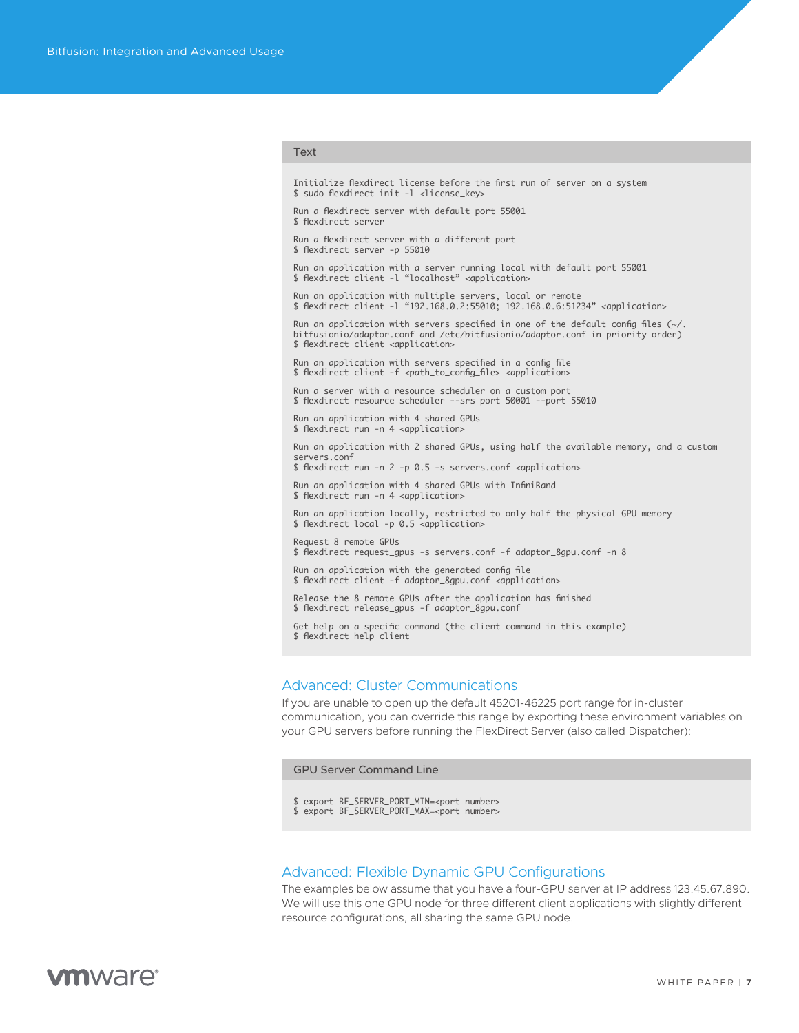**Text**

```
Initialize flexdirect license before the first run of server on a system
$ sudo flexdirect init -l <license_key>

Run a flexdirect server with default port 55001
$ flexdirect server

Run a flexdirect server with a different port
$ flexdirect server -p 55010

Run an application with a server running local with default port 55001
$ flexdirect client -l “localhost” <application>

Run an application with multiple servers, local or remote
$ flexdirect client -l “192.168.0.2:55010; 192.168.0.6:51234” <application>

Run an application with servers specified in one of the default config files (~/.
bitfusionio/adaptor.conf and /etc/bitfusionio/adaptor.conf in priority order)
$ flexdirect client <application>

Run an application with servers specified in a config file
$ flexdirect client -f <path_to_config_file> <application>

Run a server with a resource scheduler on a custom port
$ flexdirect resource_scheduler --srs_port 50001 --port 55010

Run an application with 4 shared GPUs
$ flexdirect run -n 4 <application>

Run an application with 2 shared GPUs, using half the available memory, and a custom
servers.conf
$ flexdirect run -n 2 -p 0.5 -s servers.conf <application>

Run an application with 4 shared GPUs with InfiniBand
$ flexdirect run -n 4 <application>

Run an application locally, restricted to only half the physical GPU memory
$ flexdirect local -p 0.5 <application>

Request 8 remote GPUs
$ flexdirect request_gpus -s servers.conf -f adaptor_8gpu.conf -n 8

Run an application with the generated config file
$ flexdirect client -f adaptor_8gpu.conf <application>

Release the 8 remote GPUs after the application has finished
$ flexdirect release_gpus -f adaptor_8gpu.conf

Get help on a specific command (the client command in this example)
$ flexdirect help client
```

## Advanced: Cluster Communications

If you are unable to open up the default 45201-46225 port range for in-cluster communication, you can override this range by exporting these environment variables on your GPU servers before running the FlexDirect Server (also called Dispatcher):

**GPU Server Command Line**

```
$ export BF_SERVER_PORT_MIN=<port number>
$ export BF_SERVER_PORT_MAX=<port number>
```

## Advanced: Flexible Dynamic GPU Configurations

The examples below assume that you have a four-GPU server at IP address 123.45.67.890. We will use this one GPU node for three different client applications with slightly different resource configurations, all sharing the same GPU node.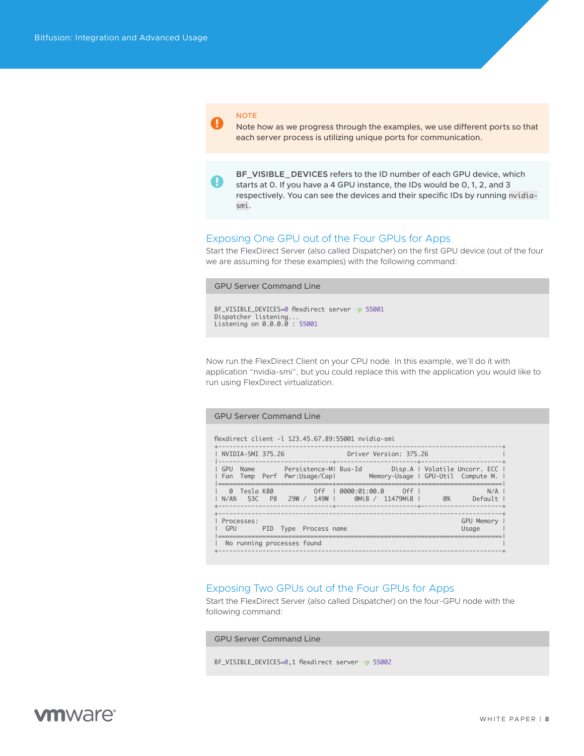> **NOTE**
> Note how as we progress through the examples, we use different ports so that each server process is utilizing unique ports for communication.

> **BF_VISIBLE_DEVICES** refers to the ID number of each GPU device, which starts at 0. If you have a 4 GPU instance, the IDs would be 0, 1, 2, and 3 respectively. You can see the devices and their specific IDs by running `nvidia-smi`.

### Exposing One GPU out of the Four GPUs for Apps

Start the FlexDirect Server (also called Dispatcher) on the first GPU device (out of the four we are assuming for these examples) with the following command:

**GPU Server Command Line**

```
BF_VISIBLE_DEVICES=0 flexdirect server -p 55001
Dispatcher listening...
Listening on 0.0.0.0 : 55001
```

Now run the FlexDirect Client on your CPU node. In this example, we'll do it with application "nvidia-smi", but you could replace this with the application you would like to run using FlexDirect virtualization.

**GPU Server Command Line**

```
flexdirect client -l 123.45.67.89:55001 nvidia-smi
+-----------------------------------------------------------------------------+
| NVIDIA-SMI 375.26                 Driver Version: 375.26                    |
|-------------------------------+----------------------+----------------------+
| GPU  Name        Persistence-M| Bus-Id        Disp.A | Volatile Uncorr. ECC |
| Fan  Temp  Perf  Pwr:Usage/Cap|         Memory-Usage | GPU-Util  Compute M. |
|===============================+======================+======================|
|   0  Tesla K80           Off  | 0000:01:00.0     Off |                  N/A |
| N/A%   53C    P8    29W /  149W |      0MiB /  11479MiB |      0%      Default |
+-------------------------------+----------------------+----------------------+

+-----------------------------------------------------------------------------+
| Processes:                                                       GPU Memory |
|  GPU       PID  Type  Process name                               Usage      |
|=============================================================================|
|  No running processes found                                                 |
+-----------------------------------------------------------------------------+
```

### Exposing Two GPUs out of the Four GPUs for Apps

Start the FlexDirect Server (also called Dispatcher) on the four-GPU node with the following command:

**GPU Server Command Line**

```
BF_VISIBLE_DEVICES=0,1 flexdirect server -p 55002
```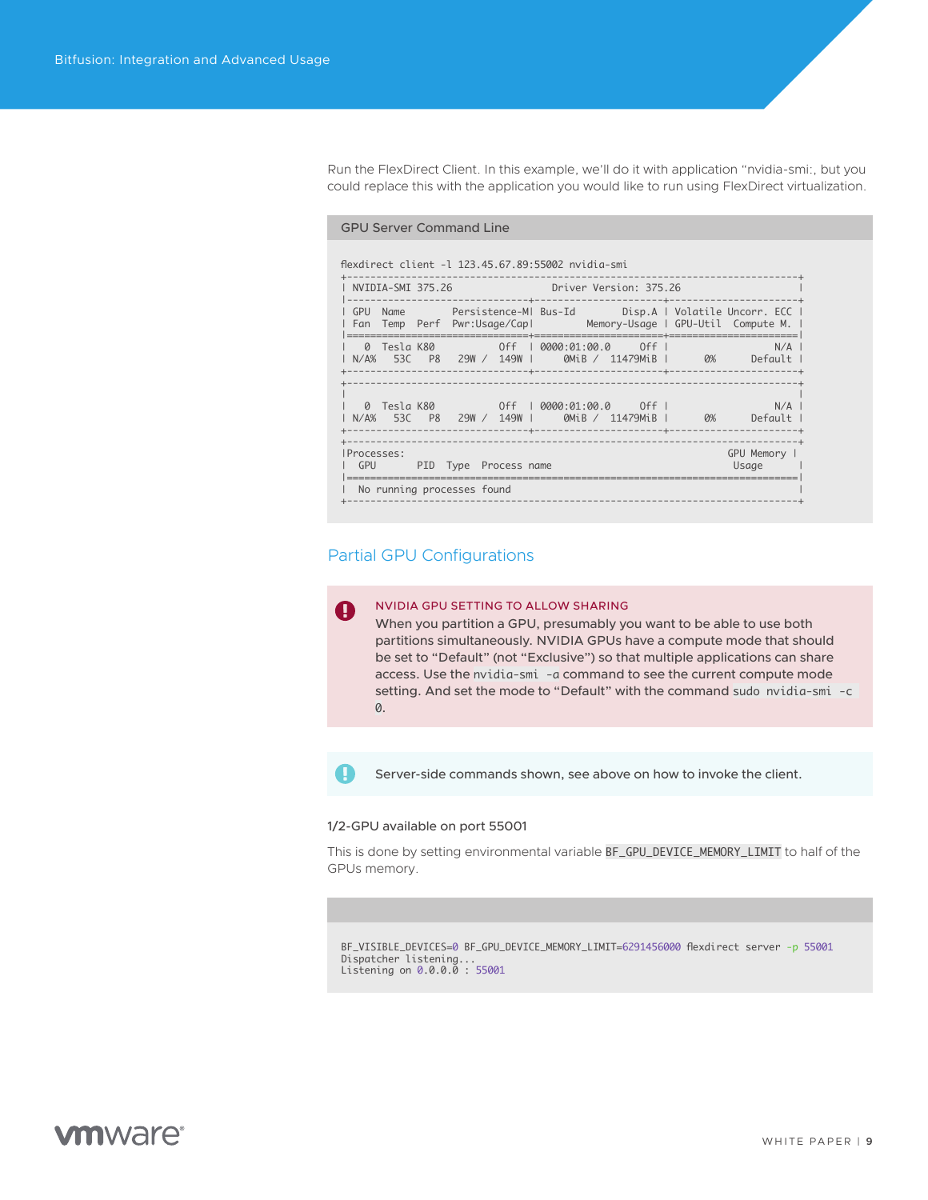Run the FlexDirect Client. In this example, we'll do it with application "nvidia-smi:, but you could replace this with the application you would like to run using FlexDirect virtualization.

**GPU Server Command Line**

```
flexdirect client -l 123.45.67.89:55002 nvidia-smi
+-----------------------------------------------------------------------------+
| NVIDIA-SMI 375.26                 Driver Version: 375.26                    |
|-------------------------------+----------------------+----------------------+
| GPU  Name        Persistence-M| Bus-Id        Disp.A | Volatile Uncorr. ECC |
| Fan  Temp  Perf  Pwr:Usage/Cap|         Memory-Usage | GPU-Util  Compute M. |
|===============================+======================+======================|
|   0  Tesla K80           Off  | 0000:01:00.0     Off |                  N/A |
| N/A%   53C    P8    29W /  149W |      0MiB /  11479MiB |      0%      Default |
+-------------------------------+----------------------+----------------------+
+-----------------------------------------------------------------------------+
|                                                                             |
|   0  Tesla K80           Off  | 0000:01:00.0     Off |                  N/A |
| N/A%   53C    P8    29W /  149W |      0MiB /  11479MiB |      0%      Default |
+-------------------------------+----------------------+----------------------+
+-----------------------------------------------------------------------------+
|Processes:                                                       GPU Memory |
|  GPU       PID  Type  Process name                               Usage      |
|=============================================================================|
|  No running processes found                                                 |
+-----------------------------------------------------------------------------+
```

## Partial GPU Configurations

**NVIDIA GPU SETTING TO ALLOW SHARING**

When you partition a GPU, presumably you want to be able to use both partitions simultaneously. NVIDIA GPUs have a compute mode that should be set to "Default" (not "Exclusive") so that multiple applications can share access. Use the `nvidia-smi -a` command to see the current compute mode setting. And set the mode to "Default" with the command `sudo nvidia-smi -c 0`.

Server-side commands shown, see above on how to invoke the client.

### 1/2-GPU available on port 55001

This is done by setting environmental variable `BF_GPU_DEVICE_MEMORY_LIMIT` to half of the GPUs memory.

```
BF_VISIBLE_DEVICES=0 BF_GPU_DEVICE_MEMORY_LIMIT=6291456000 flexdirect server -p 55001
Dispatcher listening...
Listening on 0.0.0.0 : 55001
```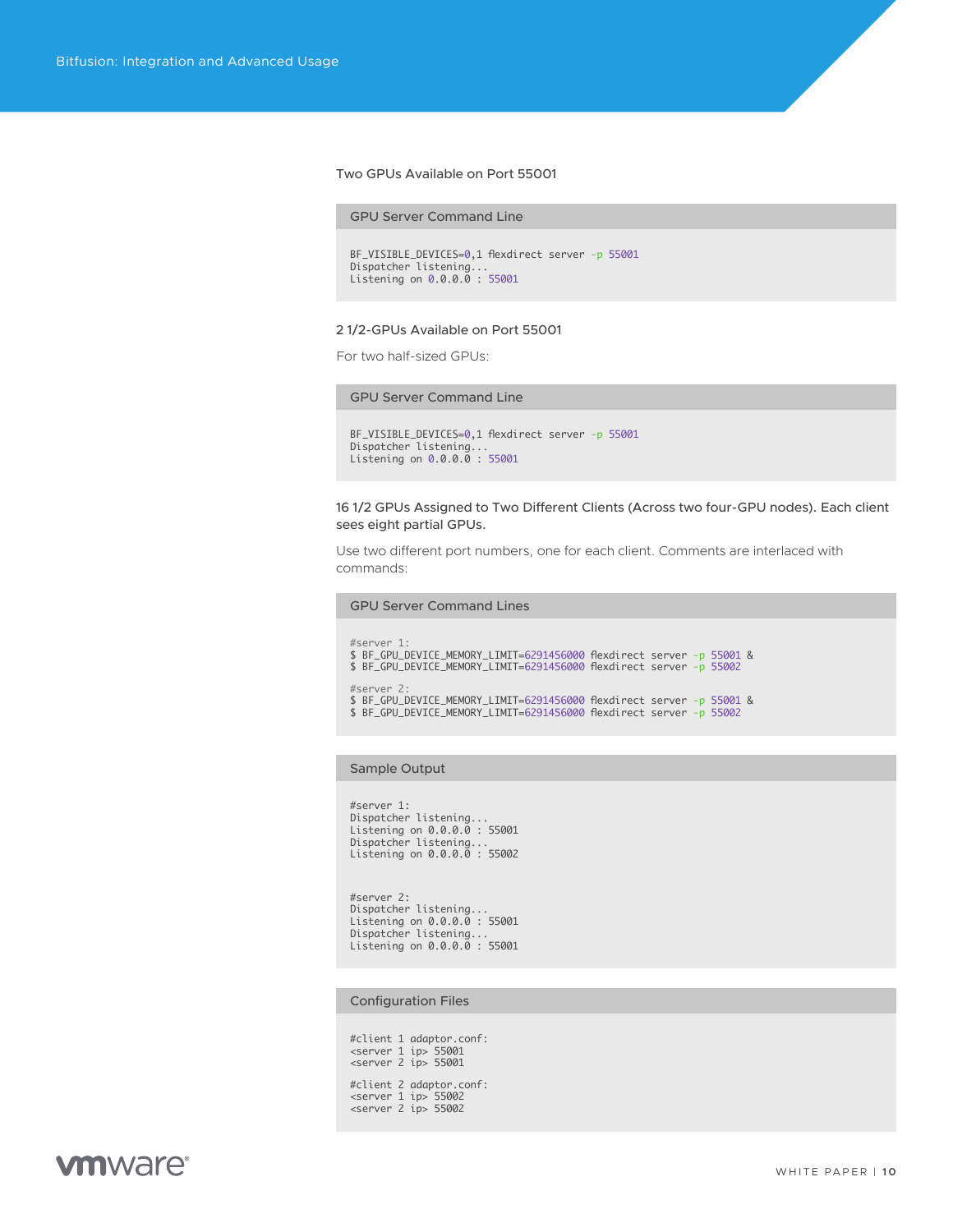Two GPUs Available on Port 55001

**GPU Server Command Line**

```
BF_VISIBLE_DEVICES=0,1 flexdirect server -p 55001
Dispatcher listening...
Listening on 0.0.0.0 : 55001
```

2 1/2-GPUs Available on Port 55001

For two half-sized GPUs:

**GPU Server Command Line**

```
BF_VISIBLE_DEVICES=0,1 flexdirect server -p 55001
Dispatcher listening...
Listening on 0.0.0.0 : 55001
```

16 1/2 GPUs Assigned to Two Different Clients (Across two four-GPU nodes). Each client sees eight partial GPUs.

Use two different port numbers, one for each client. Comments are interlaced with commands:

**GPU Server Command Lines**

```
#server 1:
$ BF_GPU_DEVICE_MEMORY_LIMIT=6291456000 flexdirect server -p 55001 &
$ BF_GPU_DEVICE_MEMORY_LIMIT=6291456000 flexdirect server -p 55002

#server 2:
$ BF_GPU_DEVICE_MEMORY_LIMIT=6291456000 flexdirect server -p 55001 &
$ BF_GPU_DEVICE_MEMORY_LIMIT=6291456000 flexdirect server -p 55002
```

**Sample Output**

```
#server 1:
Dispatcher listening...
Listening on 0.0.0.0 : 55001
Dispatcher listening...
Listening on 0.0.0.0 : 55002


#server 2:
Dispatcher listening...
Listening on 0.0.0.0 : 55001
Dispatcher listening...
Listening on 0.0.0.0 : 55001
```

**Configuration Files**

```
#client 1 adaptor.conf:
<server 1 ip> 55001
<server 2 ip> 55001

#client 2 adaptor.conf:
<server 1 ip> 55002
<server 2 ip> 55002
```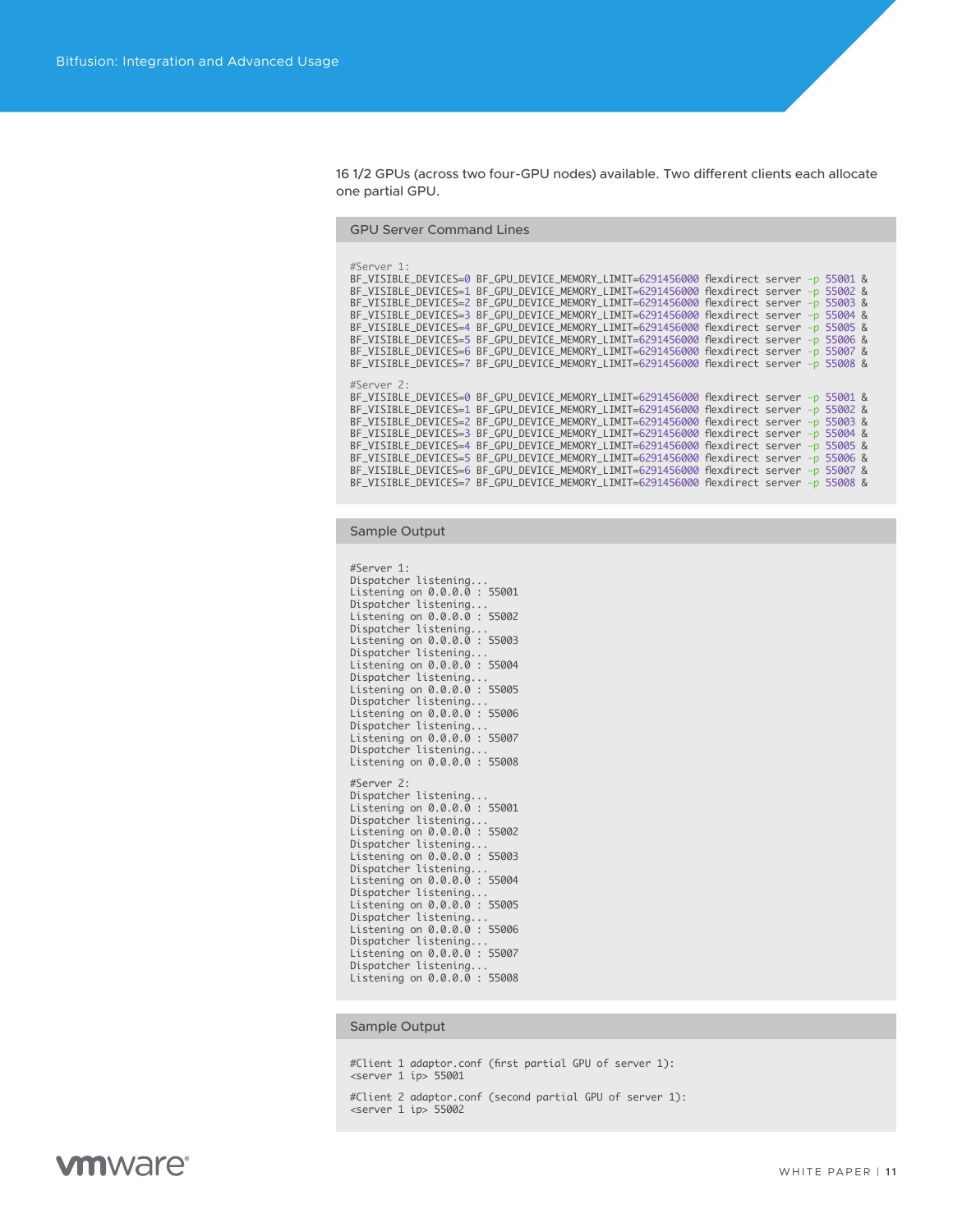16 1/2 GPUs (across two four-GPU nodes) available. Two different clients each allocate one partial GPU.

**GPU Server Command Lines**

```
#Server 1:
BF_VISIBLE_DEVICES=0 BF_GPU_DEVICE_MEMORY_LIMIT=6291456000 flexdirect server -p 55001 &
BF_VISIBLE_DEVICES=1 BF_GPU_DEVICE_MEMORY_LIMIT=6291456000 flexdirect server -p 55002 &
BF_VISIBLE_DEVICES=2 BF_GPU_DEVICE_MEMORY_LIMIT=6291456000 flexdirect server -p 55003 &
BF_VISIBLE_DEVICES=3 BF_GPU_DEVICE_MEMORY_LIMIT=6291456000 flexdirect server -p 55004 &
BF_VISIBLE_DEVICES=4 BF_GPU_DEVICE_MEMORY_LIMIT=6291456000 flexdirect server -p 55005 &
BF_VISIBLE_DEVICES=5 BF_GPU_DEVICE_MEMORY_LIMIT=6291456000 flexdirect server -p 55006 &
BF_VISIBLE_DEVICES=6 BF_GPU_DEVICE_MEMORY_LIMIT=6291456000 flexdirect server -p 55007 &
BF_VISIBLE_DEVICES=7 BF_GPU_DEVICE_MEMORY_LIMIT=6291456000 flexdirect server -p 55008 &

#Server 2:
BF_VISIBLE_DEVICES=0 BF_GPU_DEVICE_MEMORY_LIMIT=6291456000 flexdirect server -p 55001 &
BF_VISIBLE_DEVICES=1 BF_GPU_DEVICE_MEMORY_LIMIT=6291456000 flexdirect server -p 55002 &
BF_VISIBLE_DEVICES=2 BF_GPU_DEVICE_MEMORY_LIMIT=6291456000 flexdirect server -p 55003 &
BF_VISIBLE_DEVICES=3 BF_GPU_DEVICE_MEMORY_LIMIT=6291456000 flexdirect server -p 55004 &
BF_VISIBLE_DEVICES=4 BF_GPU_DEVICE_MEMORY_LIMIT=6291456000 flexdirect server -p 55005 &
BF_VISIBLE_DEVICES=5 BF_GPU_DEVICE_MEMORY_LIMIT=6291456000 flexdirect server -p 55006 &
BF_VISIBLE_DEVICES=6 BF_GPU_DEVICE_MEMORY_LIMIT=6291456000 flexdirect server -p 55007 &
BF_VISIBLE_DEVICES=7 BF_GPU_DEVICE_MEMORY_LIMIT=6291456000 flexdirect server -p 55008 &
```

**Sample Output**

```
#Server 1:
Dispatcher listening...
Listening on 0.0.0.0 : 55001
Dispatcher listening...
Listening on 0.0.0.0 : 55002
Dispatcher listening...
Listening on 0.0.0.0 : 55003
Dispatcher listening...
Listening on 0.0.0.0 : 55004
Dispatcher listening...
Listening on 0.0.0.0 : 55005
Dispatcher listening...
Listening on 0.0.0.0 : 55006
Dispatcher listening...
Listening on 0.0.0.0 : 55007
Dispatcher listening...
Listening on 0.0.0.0 : 55008

#Server 2:
Dispatcher listening...
Listening on 0.0.0.0 : 55001
Dispatcher listening...
Listening on 0.0.0.0 : 55002
Dispatcher listening...
Listening on 0.0.0.0 : 55003
Dispatcher listening...
Listening on 0.0.0.0 : 55004
Dispatcher listening...
Listening on 0.0.0.0 : 55005
Dispatcher listening...
Listening on 0.0.0.0 : 55006
Dispatcher listening...
Listening on 0.0.0.0 : 55007
Dispatcher listening...
Listening on 0.0.0.0 : 55008
```

**Sample Output**

```
#Client 1 adaptor.conf (first partial GPU of server 1):
<server 1 ip> 55001

#Client 2 adaptor.conf (second partial GPU of server 1):
<server 1 ip> 55002
```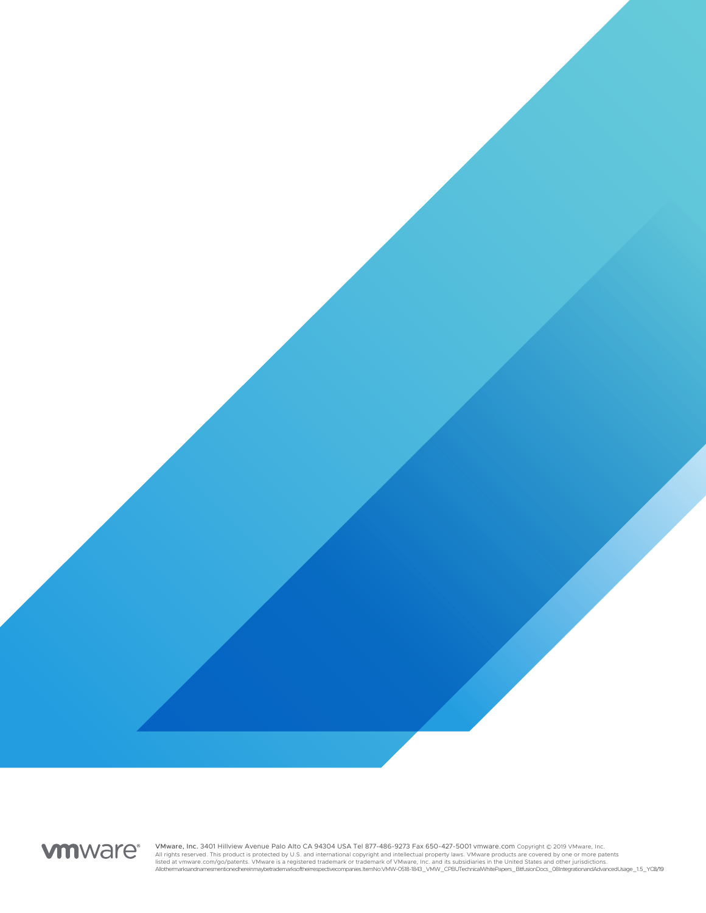vmware®

**VMware, Inc.** 3401 Hillview Avenue Palo Alto CA 94304 USA Tel 877-486-9273 Fax 650-427-5001 vmware.com Copyright © 2019 VMware, Inc. All rights reserved. This product is protected by U.S. and international copyright and intellectual property laws. VMware products are covered by one or more patents listed at vmware.com/go/patents. VMware is a registered trademark or trademark of VMware, Inc. and its subsidiaries in the United States and other jurisdictions. All other marks and names mentioned herein may be trademarks of their respective companies. Item No: VMW-0518-1843_VMW_CPBUTechnicalWhitePapers_BitfusionDocs_08IntegrationandAdvancedUsage_1.5_YC8/19